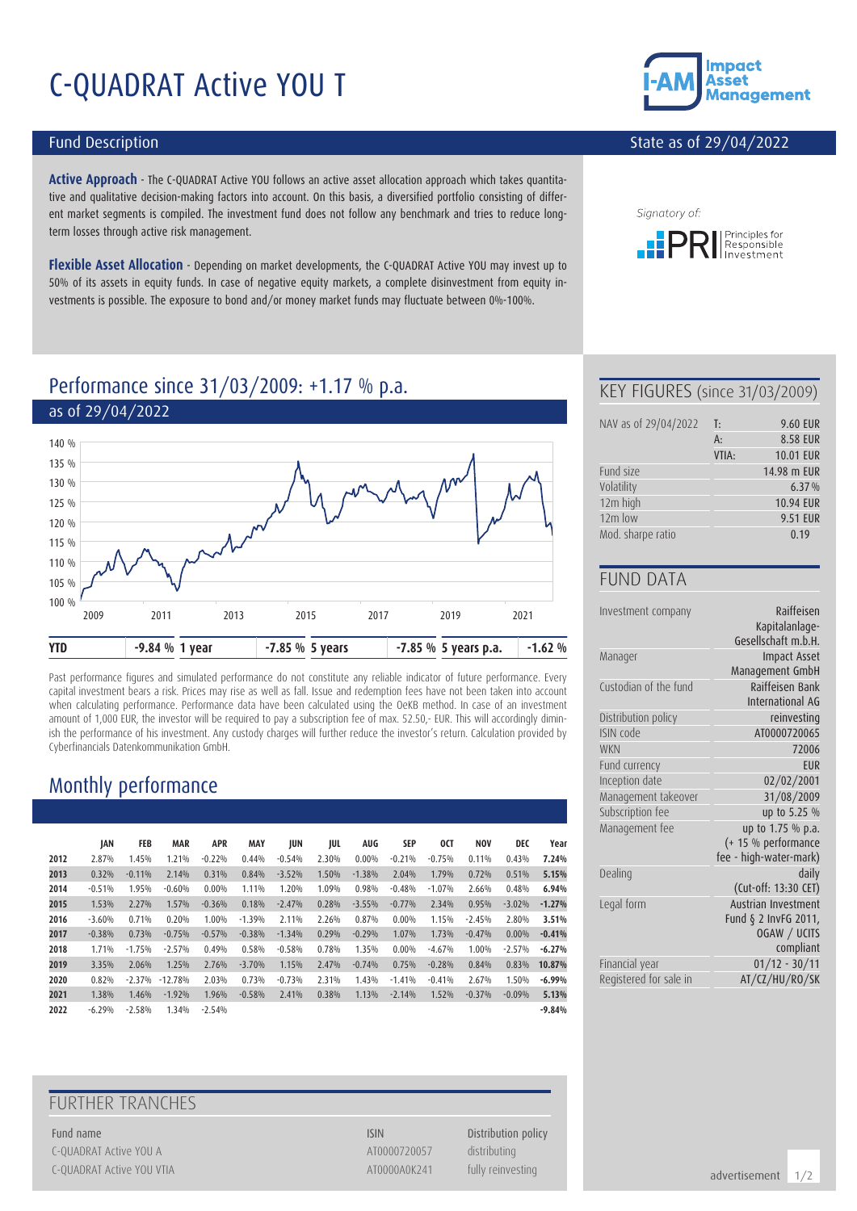# C-QUADRAT Active YOU T

## Fund Description

State as of 29/04/2022

**Active Approach** - The C-QUADRAT Active YOU follows an active asset allocation approach which takes quantitative and qualitative decision-making factors into account. On this basis, a diversified portfolio consisting of different market segments is compiled. The investment fund does not follow any benchmark and tries to reduce long-term losses through active risk management.

**Flexible Asset Allocation** - Depending on market developments, the C-QUADRAT Active YOU may invest up to 50% of its assets in equity funds. In case of negative equity markets, a complete disinvestment from equity investments is possible. The exposure to bond and/or money market funds may fluctuate between 0%-100%.

Signatory of: PRI Principles for Responsible Investment

## Performance since 31/03/2009: +1.17 % p.a.

as of 29/04/2022

| YTD | -9.84 % | 1 year | -7.85 % | 5 years | -7.85 % | 5 years p.a. | -1.62 % |
|---|---|---|---|---|---|---|---|

Past performance figures and simulated performance do not constitute any reliable indicator of future performance. Every capital investment bears a risk. Prices may rise as well as fall. Issue and redemption fees have not been taken into account when calculating performance. Performance data have been calculated using the OeKB method. In case of an investment amount of 1,000 EUR, the investor will be required to pay a subscription fee of max. 52.50,- EUR. This will accordingly diminish the performance of his investment. Any custody charges will further reduce the investor's return. Calculation provided by Cyberfinancials Datenkommunikation GmbH.

## Monthly performance

| | JAN | FEB | MAR | APR | MAY | JUN | JUL | AUG | SEP | OCT | NOV | DEC | Year |
|---|---|---|---|---|---|---|---|---|---|---|---|---|---|
| 2012 | 2.87% | 1.45% | 1.21% | -0.22% | 0.44% | -0.54% | 2.30% | 0.00% | -0.21% | -0.75% | 0.11% | 0.43% | **7.24%** |
| 2013 | 0.32% | -0.11% | 2.14% | 0.31% | 0.84% | -3.52% | 1.50% | -1.38% | 2.04% | 1.79% | 0.72% | 0.51% | **5.15%** |
| 2014 | -0.51% | 1.95% | -0.60% | 0.00% | 1.11% | 1.20% | 1.09% | 0.98% | -0.48% | -1.07% | 2.66% | 0.48% | **6.94%** |
| 2015 | 1.53% | 2.27% | 1.57% | -0.36% | 0.18% | -2.47% | 0.28% | -3.55% | -0.77% | 2.34% | 0.95% | -3.02% | **-1.27%** |
| 2016 | -3.60% | 0.71% | 0.20% | 1.00% | -1.39% | 2.11% | 2.26% | 0.87% | 0.00% | 1.15% | -2.45% | 2.80% | **3.51%** |
| 2017 | -0.38% | 0.73% | -0.75% | -0.57% | -0.38% | -1.34% | 0.29% | -0.29% | 1.07% | 1.73% | -0.47% | 0.00% | **-0.41%** |
| 2018 | 1.71% | -1.75% | -2.57% | 0.49% | 0.58% | -0.58% | 0.78% | 1.35% | 0.00% | -4.67% | 1.00% | -2.57% | **-6.27%** |
| 2019 | 3.35% | 2.06% | 1.25% | 2.76% | -3.70% | 1.15% | 2.47% | -0.74% | 0.75% | -0.28% | 0.84% | 0.83% | **10.87%** |
| 2020 | 0.82% | -2.37% | -12.78% | 2.03% | 0.73% | -0.73% | 2.31% | 1.43% | -1.41% | -0.41% | 2.67% | 1.50% | **-6.99%** |
| 2021 | 1.38% | 1.46% | -1.92% | 1.96% | -0.58% | 2.41% | 0.38% | 1.13% | -2.14% | 1.52% | -0.37% | -0.09% | **5.13%** |
| 2022 | -6.29% | -2.58% | 1.34% | -2.54% | | | | | | | | | **-9.84%** |

## FURTHER TRANCHES

| Fund name | ISIN | Distribution policy |
|---|---|---|
| C-QUADRAT Active YOU A | AT0000720057 | distributing |
| C-QUADRAT Active YOU VTIA | AT0000A0K241 | fully reinvesting |

## KEY FIGURES (since 31/03/2009)

| | | |
|---|---|---|
| NAV as of 29/04/2022 | T: | 9.60 EUR |
| | A: | 8.58 EUR |
| | VTIA: | 10.01 EUR |
| Fund size | | 14.98 m EUR |
| Volatility | | 6.37 % |
| 12m high | | 10.94 EUR |
| 12m low | | 9.51 EUR |
| Mod. sharpe ratio | | 0.19 |

## FUND DATA

| | |
|---|---|
| Investment company | Raiffeisen Kapitalanlage-Gesellschaft m.b.H. |
| Manager | Impact Asset Management GmbH |
| Custodian of the fund | Raiffeisen Bank International AG |
| Distribution policy | reinvesting |
| ISIN code | AT0000720065 |
| WKN | 72006 |
| Fund currency | EUR |
| Inception date | 02/02/2001 |
| Management takeover | 31/08/2009 |
| Subscription fee | up to 5.25 % |
| Management fee | up to 1.75 % p.a. (+ 15 % performance fee - high-water-mark) |
| Dealing | daily (Cut-off: 13:30 CET) |
| Legal form | Austrian Investment Fund § 2 InvFG 2011, OGAW / UCITS compliant |
| Financial year | 01/12 - 30/11 |
| Registered for sale in | AT/CZ/HU/RO/SK |

advertisement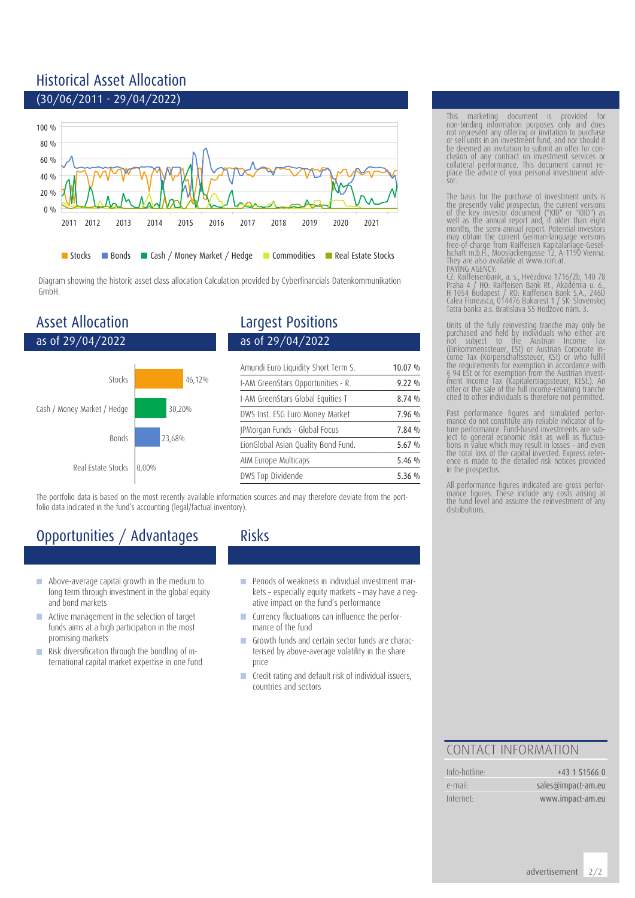## Historical Asset Allocation

(30/06/2011 - 29/04/2022)

100 %
80 %
60 %
40 %
20 %
0 %

2011 2012 2013 2014 2015 2016 2017 2018 2019 2020 2021

Stocks | Bonds | Cash / Money Market / Hedge | Commodities | Real Estate Stocks

Diagram showing the historic asset class allocation Calculation provided by Cyberfinancials Datenkommunikation GmbH.

## Asset Allocation

as of 29/04/2022

Stocks 46,12%
Cash / Money Market / Hedge 30,20%
Bonds 23,68%
Real Estate Stocks 0,00%

## Largest Positions

as of 29/04/2022

| | |
|---|---|
| Amundi Euro Liquidity Short Term S. | 10.07 % |
| I-AM GreenStars Opportunities - R. | 9.22 % |
| I-AM GreenStars Global Equities T | 8.74 % |
| DWS Inst. ESG Euro Money Market | 7.96 % |
| JPMorgan Funds - Global Focus | 7.84 % |
| LionGlobal Asian Quality Bond Fund. | 5.67 % |
| AIM Europe Multicaps | 5.46 % |
| DWS Top Dividende | 5.36 % |

The portfolio data is based on the most recently available information sources and may therefore deviate from the portfolio data indicated in the fund's accounting (legal/factual inventory).

## Opportunities / Advantages

- Above-average capital growth in the medium to long term through investment in the global equity and bond markets
- Active management in the selection of target funds aims at a high participation in the most promising markets
- Risk diversification through the bundling of international capital market expertise in one fund

## Risks

- Periods of weakness in individual investment markets – especially equity markets – may have a negative impact on the fund's performance
- Currency fluctuations can influence the performance of the fund
- Growth funds and certain sector funds are characterised by above-average volatility in the share price
- Credit rating and default risk of individual issuers, countries and sectors

This marketing document is provided for non-binding information purposes only and does not represent any offering or invitation to purchase or sell units in an investment fund, and nor should it be deemed an invitation to submit an offer for conclusion of any contract on investment services or collateral performance. This document cannot replace the advice of your personal investment advisor.

The basis for the purchase of investment units is the presently valid prospectus, the current versions of the key investor document ("KID" or "KIID") as well as the annual report and, if older than eight months, the semi-annual report. Potential investors may obtain the current German-language versions free-of-charge from Raiffeisen Kapitalanlage-Gesellschaft m.b.H., Mooslackengasse 12, A-1190 Vienna. They are also available at www.rcm.at.
PAYING AGENCY:
CZ: Raiffeisenbank, a. s., Hvězdova 1716/2b, 140 78 Praha 4 / HO: Raiffeisen Bank Rt., Akadémia u. 6., H-1054 Budapest / RO: Raiffeisen Bank S.A., 246D Calea Floreasca, 014476 Bukarest 1 / SK: Slovenskej Tatra banka a.s. Bratislava 55 Hodžovo nám. 3.

Units of the fully reinvesting tranche may only be purchased and held by individuals who either are not subject to the Austrian Income Tax (Einkommensteuer, ESt) or Austrian Corporate Income Tax (Körperschaftssteuer, KSt) or who fulfill the requirements for exemption in accordance with § 94 ESt or for exemption from the Austrian Investment Income Tax (Kapitalertragssteuer, KESt.). An offer or the sale of the full income-retaining tranche cited to other individuals is therefore not permitted.

Past performance figures and simulated performance do not constitute any reliable indicator of future performance. Fund-based investments are subject to general economic risks as well as fluctuations in value which may result in losses – and even the total loss of the capital invested. Express reference is made to the detailed risk notices provided in the prospectus.

All performance figures indicated are gross performance figures. These include any costs arising at the fund level and assume the reinvestment of any distributions.

## CONTACT INFORMATION

| | |
|---|---|
| Info-hotline: | +43 1 51566 0 |
| e-mail: | sales@impact-am.eu |
| Internet: | www.impact-am.eu |

advertisement